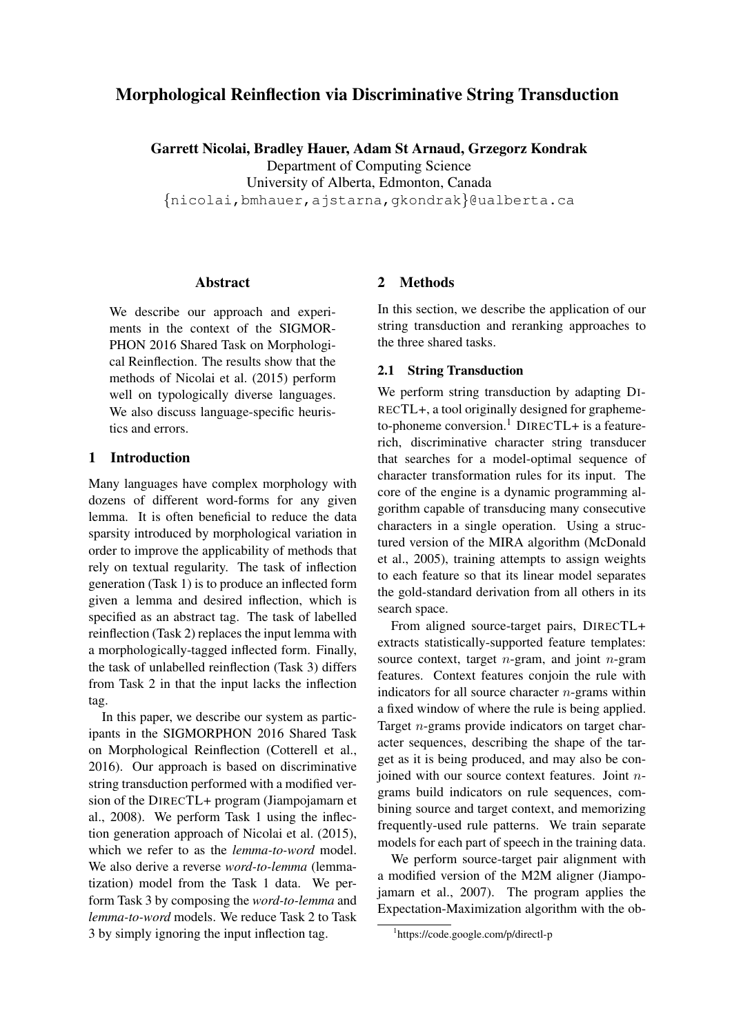# Morphological Reinflection via Discriminative String Transduction

**Garrett Nicolai, Bradley Hauer, Adam St Arnaud, Grzegorz Kondrak**
Department of Computing Science
University of Alberta, Edmonton, Canada
{nicolai,bmhauer,ajstarna,gkondrak}@ualberta.ca

## Abstract

We describe our approach and experiments in the context of the SIGMORPHON 2016 Shared Task on Morphological Reinflection. The results show that the methods of Nicolai et al. (2015) perform well on typologically diverse languages. We also discuss language-specific heuristics and errors.

## 1 Introduction

Many languages have complex morphology with dozens of different word-forms for any given lemma. It is often beneficial to reduce the data sparsity introduced by morphological variation in order to improve the applicability of methods that rely on textual regularity. The task of inflection generation (Task 1) is to produce an inflected form given a lemma and desired inflection, which is specified as an abstract tag. The task of labelled reinflection (Task 2) replaces the input lemma with a morphologically-tagged inflected form. Finally, the task of unlabelled reinflection (Task 3) differs from Task 2 in that the input lacks the inflection tag.

In this paper, we describe our system as participants in the SIGMORPHON 2016 Shared Task on Morphological Reinflection (Cotterell et al., 2016). Our approach is based on discriminative string transduction performed with a modified version of the DIRECTL+ program (Jiampojamarn et al., 2008). We perform Task 1 using the inflection generation approach of Nicolai et al. (2015), which we refer to as the *lemma-to-word* model. We also derive a reverse *word-to-lemma* (lemmatization) model from the Task 1 data. We perform Task 3 by composing the *word-to-lemma* and *lemma-to-word* models. We reduce Task 2 to Task 3 by simply ignoring the input inflection tag.

## 2 Methods

In this section, we describe the application of our string transduction and reranking approaches to the three shared tasks.

### 2.1 String Transduction

We perform string transduction by adapting DIRECTL+, a tool originally designed for grapheme-to-phoneme conversion.[1] DIRECTL+ is a feature-rich, discriminative character string transducer that searches for a model-optimal sequence of character transformation rules for its input. The core of the engine is a dynamic programming algorithm capable of transducing many consecutive characters in a single operation. Using a structured version of the MIRA algorithm (McDonald et al., 2005), training attempts to assign weights to each feature so that its linear model separates the gold-standard derivation from all others in its search space.

From aligned source-target pairs, DIRECTL+ extracts statistically-supported feature templates: source context, target $n$-gram, and joint $n$-gram features. Context features conjoin the rule with indicators for all source character $n$-grams within a fixed window of where the rule is being applied. Target $n$-grams provide indicators on target character sequences, describing the shape of the target as it is being produced, and may also be conjoined with our source context features. Joint $n$-grams build indicators on rule sequences, combining source and target context, and memorizing frequently-used rule patterns. We train separate models for each part of speech in the training data.

We perform source-target pair alignment with a modified version of the M2M aligner (Jiampojamarn et al., 2007). The program applies the Expectation-Maximization algorithm with the ob-

[1] https://code.google.com/p/directl-p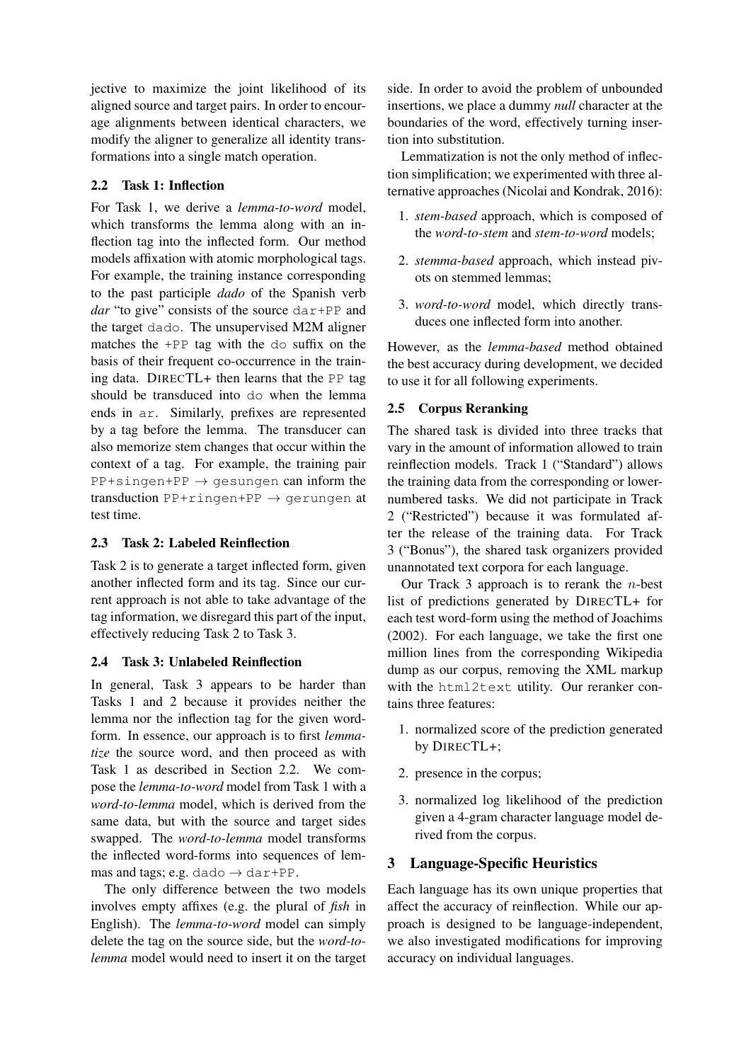jective to maximize the joint likelihood of its aligned source and target pairs. In order to encourage alignments between identical characters, we modify the aligner to generalize all identity transformations into a single match operation.

### 2.2 Task 1: Inflection

For Task 1, we derive a *lemma-to-word* model, which transforms the lemma along with an inflection tag into the inflected form. Our method models affixation with atomic morphological tags. For example, the training instance corresponding to the past participle *dado* of the Spanish verb *dar* "to give" consists of the source `dar+PP` and the target `dado`. The unsupervised M2M aligner matches the `+PP` tag with the `do` suffix on the basis of their frequent co-occurrence in the training data. DIRECTL+ then learns that the `PP` tag should be transduced into `do` when the lemma ends in `ar`. Similarly, prefixes are represented by a tag before the lemma. The transducer can also memorize stem changes that occur within the context of a tag. For example, the training pair `PP+singen+PP` → `gesungen` can inform the transduction `PP+ringen+PP` → `gerungen` at test time.

### 2.3 Task 2: Labeled Reinflection

Task 2 is to generate a target inflected form, given another inflected form and its tag. Since our current approach is not able to take advantage of the tag information, we disregard this part of the input, effectively reducing Task 2 to Task 3.

### 2.4 Task 3: Unlabeled Reinflection

In general, Task 3 appears to be harder than Tasks 1 and 2 because it provides neither the lemma nor the inflection tag for the given word-form. In essence, our approach is to first *lemmatize* the source word, and then proceed as with Task 1 as described in Section 2.2. We compose the *lemma-to-word* model from Task 1 with a *word-to-lemma* model, which is derived from the same data, but with the source and target sides swapped. The *word-to-lemma* model transforms the inflected word-forms into sequences of lemmas and tags; e.g. `dado` → `dar+PP`.

The only difference between the two models involves empty affixes (e.g. the plural of *fish* in English). The *lemma-to-word* model can simply delete the tag on the source side, but the *word-to-lemma* model would need to insert it on the target side. In order to avoid the problem of unbounded insertions, we place a dummy *null* character at the boundaries of the word, effectively turning insertion into substitution.

Lemmatization is not the only method of inflection simplification; we experimented with three alternative approaches (Nicolai and Kondrak, 2016):

1. *stem-based* approach, which is composed of the *word-to-stem* and *stem-to-word* models;
2. *stemma-based* approach, which instead pivots on stemmed lemmas;
3. *word-to-word* model, which directly transduces one inflected form into another.

However, as the *lemma-based* method obtained the best accuracy during development, we decided to use it for all following experiments.

### 2.5 Corpus Reranking

The shared task is divided into three tracks that vary in the amount of information allowed to train reinflection models. Track 1 ("Standard") allows the training data from the corresponding or lower-numbered tasks. We did not participate in Track 2 ("Restricted") because it was formulated after the release of the training data. For Track 3 ("Bonus"), the shared task organizers provided unannotated text corpora for each language.

Our Track 3 approach is to rerank the $n$-best list of predictions generated by DIRECTL+ for each test word-form using the method of Joachims (2002). For each language, we take the first one million lines from the corresponding Wikipedia dump as our corpus, removing the XML markup with the `html2text` utility. Our reranker contains three features:

1. normalized score of the prediction generated by DIRECTL+;
2. presence in the corpus;
3. normalized log likelihood of the prediction given a 4-gram character language model derived from the corpus.

## 3 Language-Specific Heuristics

Each language has its own unique properties that affect the accuracy of reinflection. While our approach is designed to be language-independent, we also investigated modifications for improving accuracy on individual languages.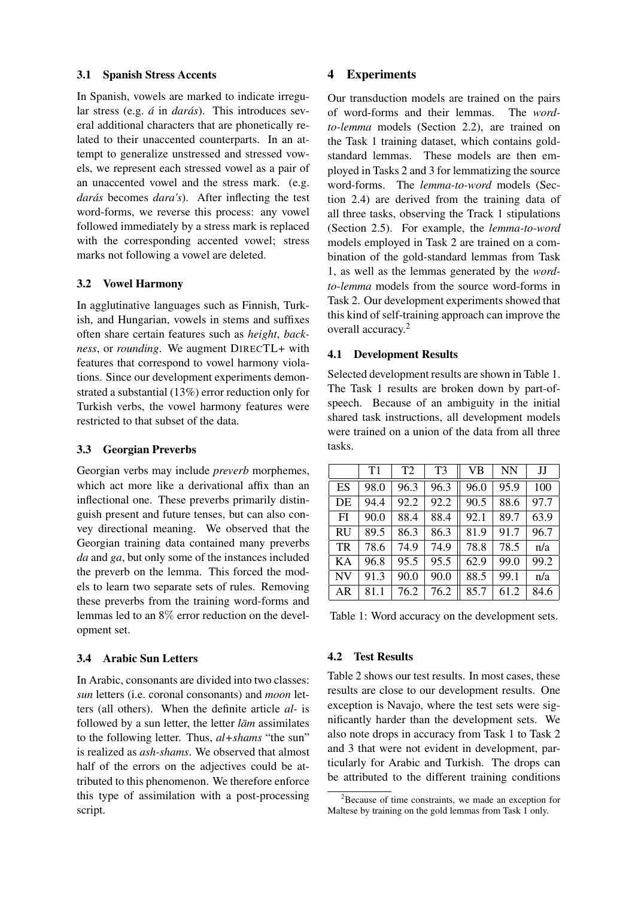### 3.1 Spanish Stress Accents

In Spanish, vowels are marked to indicate irregular stress (e.g. *á* in *darás*). This introduces several additional characters that are phonetically related to their unaccented counterparts. In an attempt to generalize unstressed and stressed vowels, we represent each stressed vowel as a pair of an unaccented vowel and the stress mark. (e.g. *darás* becomes *dara's*). After inflecting the test word-forms, we reverse this process: any vowel followed immediately by a stress mark is replaced with the corresponding accented vowel; stress marks not following a vowel are deleted.

### 3.2 Vowel Harmony

In agglutinative languages such as Finnish, Turkish, and Hungarian, vowels in stems and suffixes often share certain features such as *height*, *backness*, or *rounding*. We augment DIRECTL+ with features that correspond to vowel harmony violations. Since our development experiments demonstrated a substantial (13%) error reduction only for Turkish verbs, the vowel harmony features were restricted to that subset of the data.

### 3.3 Georgian Preverbs

Georgian verbs may include *preverb* morphemes, which act more like a derivational affix than an inflectional one. These preverbs primarily distinguish present and future tenses, but can also convey directional meaning. We observed that the Georgian training data contained many preverbs *da* and *ga*, but only some of the instances included the preverb on the lemma. This forced the models to learn two separate sets of rules. Removing these preverbs from the training word-forms and lemmas led to an 8% error reduction on the development set.

### 3.4 Arabic Sun Letters

In Arabic, consonants are divided into two classes: *sun* letters (i.e. coronal consonants) and *moon* letters (all others). When the definite article *al-* is followed by a sun letter, the letter *lām* assimilates to the following letter. Thus, *al+shams* "the sun" is realized as *ash-shams*. We observed that almost half of the errors on the adjectives could be attributed to this phenomenon. We therefore enforce this type of assimilation with a post-processing script.

## 4 Experiments

Our transduction models are trained on the pairs of word-forms and their lemmas. The *word-to-lemma* models (Section 2.2), are trained on the Task 1 training dataset, which contains gold-standard lemmas. These models are then employed in Tasks 2 and 3 for lemmatizing the source word-forms. The *lemma-to-word* models (Section 2.4) are derived from the training data of all three tasks, observing the Track 1 stipulations (Section 2.5). For example, the *lemma-to-word* models employed in Task 2 are trained on a combination of the gold-standard lemmas from Task 1, as well as the lemmas generated by the *word-to-lemma* models from the source word-forms in Task 2. Our development experiments showed that this kind of self-training approach can improve the overall accuracy.[2]

### 4.1 Development Results

Selected development results are shown in Table 1. The Task 1 results are broken down by part-of-speech. Because of an ambiguity in the initial shared task instructions, all development models were trained on a union of the data from all three tasks.

| | T1 | T2 | T3 | VB | NN | JJ |
|---|---|---|---|---|---|---|
| ES | 98.0 | 96.3 | 96.3 | 96.0 | 95.9 | 100 |
| DE | 94.4 | 92.2 | 92.2 | 90.5 | 88.6 | 97.7 |
| FI | 90.0 | 88.4 | 88.4 | 92.1 | 89.7 | 63.9 |
| RU | 89.5 | 86.3 | 86.3 | 81.9 | 91.7 | 96.7 |
| TR | 78.6 | 74.9 | 74.9 | 78.8 | 78.5 | n/a |
| KA | 96.8 | 95.5 | 95.5 | 62.9 | 99.0 | 99.2 |
| NV | 91.3 | 90.0 | 90.0 | 88.5 | 99.1 | n/a |
| AR | 81.1 | 76.2 | 76.2 | 85.7 | 61.2 | 84.6 |

Table 1: Word accuracy on the development sets.

### 4.2 Test Results

Table 2 shows our test results. In most cases, these results are close to our development results. One exception is Navajo, where the test sets were significantly harder than the development sets. We also note drops in accuracy from Task 1 to Task 2 and 3 that were not evident in development, particularly for Arabic and Turkish. The drops can be attributed to the different training conditions

[2] Because of time constraints, we made an exception for Maltese by training on the gold lemmas from Task 1 only.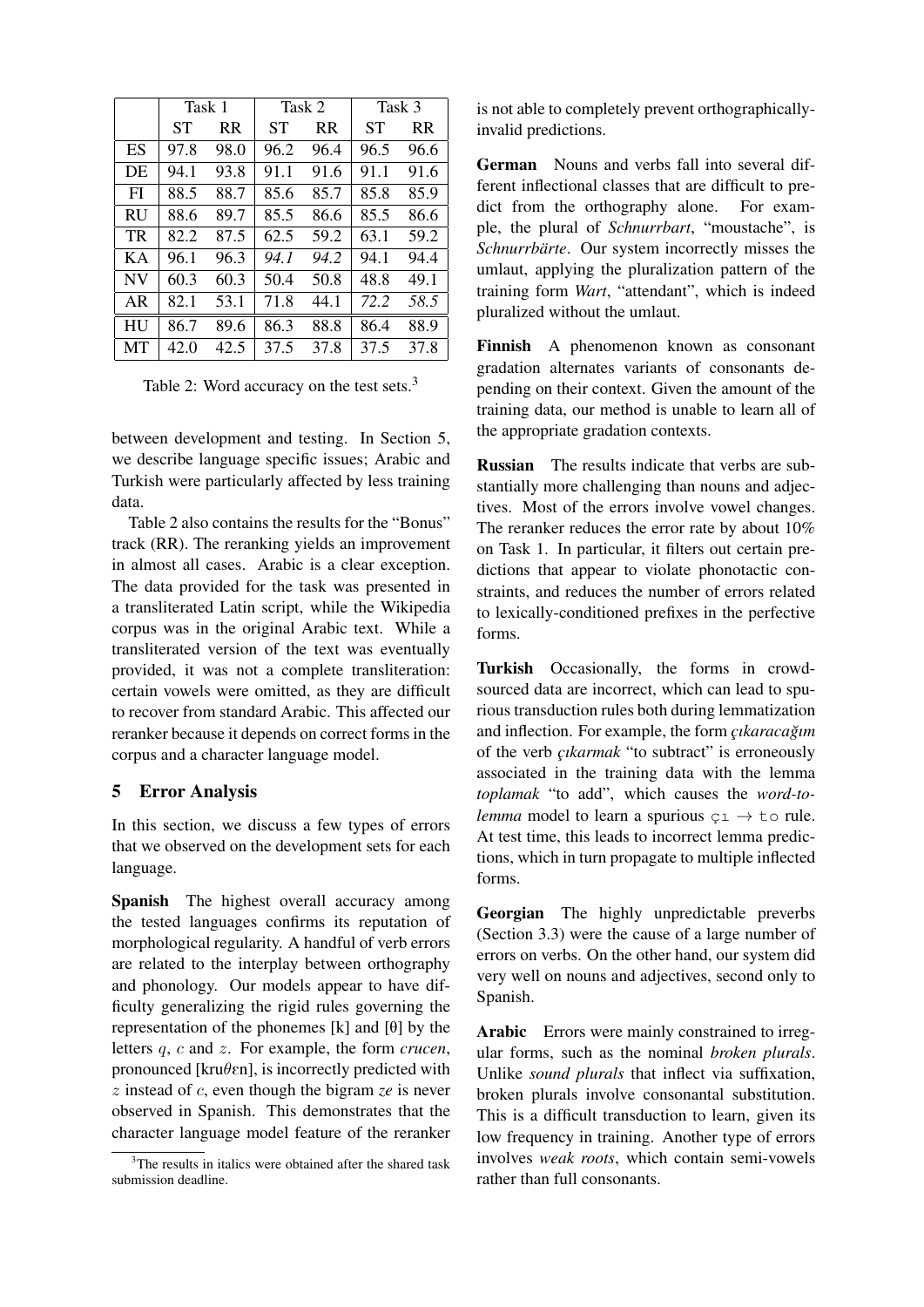| | Task 1 | | Task 2 | | Task 3 | |
|---|---|---|---|---|---|---|
| | ST | RR | ST | RR | ST | RR |
| ES | 97.8 | 98.0 | 96.2 | 96.4 | 96.5 | 96.6 |
| DE | 94.1 | 93.8 | 91.1 | 91.6 | 91.1 | 91.6 |
| FI | 88.5 | 88.7 | 85.6 | 85.7 | 85.8 | 85.9 |
| RU | 88.6 | 89.7 | 85.5 | 86.6 | 85.5 | 86.6 |
| TR | 82.2 | 87.5 | 62.5 | 59.2 | 63.1 | 59.2 |
| KA | 96.1 | 96.3 | *94.1* | *94.2* | 94.1 | 94.4 |
| NV | 60.3 | 60.3 | 50.4 | 50.8 | 48.8 | 49.1 |
| AR | 82.1 | 53.1 | 71.8 | 44.1 | *72.2* | *58.5* |
| HU | 86.7 | 89.6 | 86.3 | 88.8 | 86.4 | 88.9 |
| MT | 42.0 | 42.5 | 37.5 | 37.8 | 37.5 | 37.8 |

Table 2: Word accuracy on the test sets.[3]

between development and testing. In Section 5, we describe language specific issues; Arabic and Turkish were particularly affected by less training data.

Table 2 also contains the results for the "Bonus" track (RR). The reranking yields an improvement in almost all cases. Arabic is a clear exception. The data provided for the task was presented in a transliterated Latin script, while the Wikipedia corpus was in the original Arabic text. While a transliterated version of the text was eventually provided, it was not a complete transliteration: certain vowels were omitted, as they are difficult to recover from standard Arabic. This affected our reranker because it depends on correct forms in the corpus and a character language model.

## 5 Error Analysis

In this section, we discuss a few types of errors that we observed on the development sets for each language.

**Spanish** The highest overall accuracy among the tested languages confirms its reputation of morphological regularity. A handful of verb errors are related to the interplay between orthography and phonology. Our models appear to have difficulty generalizing the rigid rules governing the representation of the phonemes [k] and [θ] by the letters $q$, $c$ and $z$. For example, the form *crucen*, pronounced [kru$\theta$ɛn], is incorrectly predicted with $z$ instead of $c$, even though the bigram *ze* is never observed in Spanish. This demonstrates that the character language model feature of the reranker is not able to completely prevent orthographically-invalid predictions.

**German** Nouns and verbs fall into several different inflectional classes that are difficult to predict from the orthography alone. For example, the plural of *Schnurrbart*, "moustache", is *Schnurrbärte*. Our system incorrectly misses the umlaut, applying the pluralization pattern of the training form *Wart*, "attendant", which is indeed pluralized without the umlaut.

**Finnish** A phenomenon known as consonant gradation alternates variants of consonants depending on their context. Given the amount of the training data, our method is unable to learn all of the appropriate gradation contexts.

**Russian** The results indicate that verbs are substantially more challenging than nouns and adjectives. Most of the errors involve vowel changes. The reranker reduces the error rate by about 10% on Task 1. In particular, it filters out certain predictions that appear to violate phonotactic constraints, and reduces the number of errors related to lexically-conditioned prefixes in the perfective forms.

**Turkish** Occasionally, the forms in crowd-sourced data are incorrect, which can lead to spurious transduction rules both during lemmatization and inflection. For example, the form *çıkaracağım* of the verb *çıkarmak* "to subtract" is erroneously associated in the training data with the lemma *toplamak* "to add", which causes the *word-to-lemma* model to learn a spurious `çı` → `to` rule. At test time, this leads to incorrect lemma predictions, which in turn propagate to multiple inflected forms.

**Georgian** The highly unpredictable preverbs (Section 3.3) were the cause of a large number of errors on verbs. On the other hand, our system did very well on nouns and adjectives, second only to Spanish.

**Arabic** Errors were mainly constrained to irregular forms, such as the nominal *broken plurals*. Unlike *sound plurals* that inflect via suffixation, broken plurals involve consonantal substitution. This is a difficult transduction to learn, given its low frequency in training. Another type of errors involves *weak roots*, which contain semi-vowels rather than full consonants.

[3]The results in italics were obtained after the shared task submission deadline.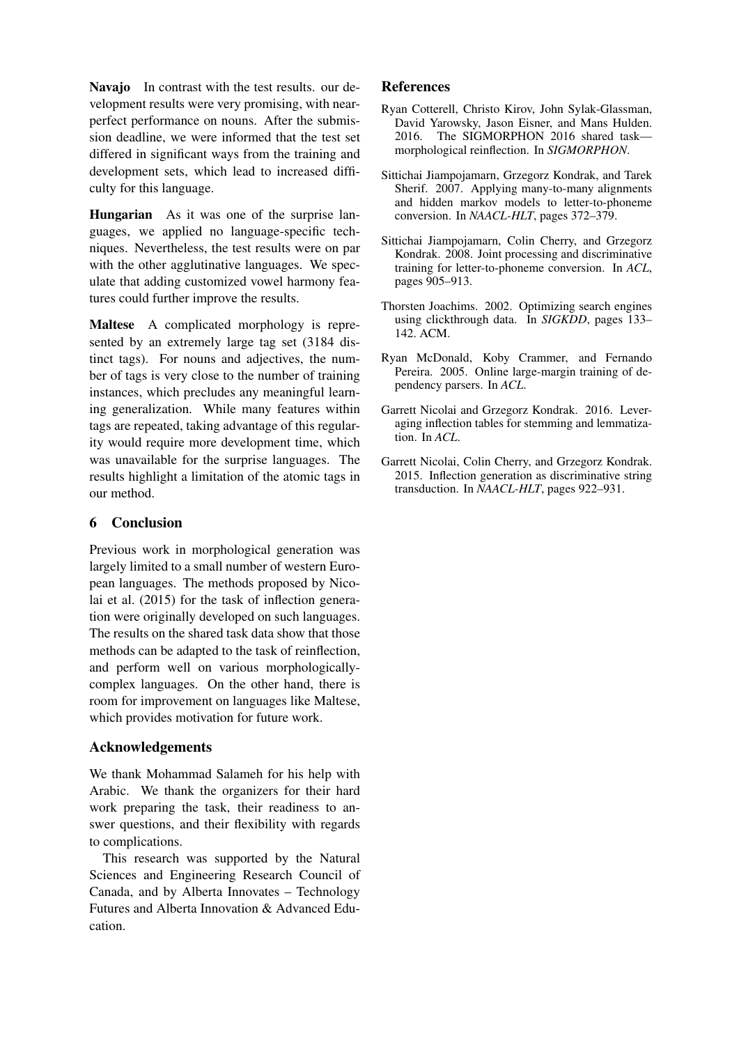**Navajo** In contrast with the test results. our development results were very promising, with near-perfect performance on nouns. After the submission deadline, we were informed that the test set differed in significant ways from the training and development sets, which lead to increased difficulty for this language.

**Hungarian** As it was one of the surprise languages, we applied no language-specific techniques. Nevertheless, the test results were on par with the other agglutinative languages. We speculate that adding customized vowel harmony features could further improve the results.

**Maltese** A complicated morphology is represented by an extremely large tag set (3184 distinct tags). For nouns and adjectives, the number of tags is very close to the number of training instances, which precludes any meaningful learning generalization. While many features within tags are repeated, taking advantage of this regularity would require more development time, which was unavailable for the surprise languages. The results highlight a limitation of the atomic tags in our method.

## 6 Conclusion

Previous work in morphological generation was largely limited to a small number of western European languages. The methods proposed by Nicolai et al. (2015) for the task of inflection generation were originally developed on such languages. The results on the shared task data show that those methods can be adapted to the task of reinflection, and perform well on various morphologically-complex languages. On the other hand, there is room for improvement on languages like Maltese, which provides motivation for future work.

## Acknowledgements

We thank Mohammad Salameh for his help with Arabic. We thank the organizers for their hard work preparing the task, their readiness to answer questions, and their flexibility with regards to complications.

This research was supported by the Natural Sciences and Engineering Research Council of Canada, and by Alberta Innovates – Technology Futures and Alberta Innovation & Advanced Education.

## References

Ryan Cotterell, Christo Kirov, John Sylak-Glassman, David Yarowsky, Jason Eisner, and Mans Hulden. 2016. The SIGMORPHON 2016 shared task—morphological reinflection. In *SIGMORPHON*.

Sittichai Jiampojamarn, Grzegorz Kondrak, and Tarek Sherif. 2007. Applying many-to-many alignments and hidden markov models to letter-to-phoneme conversion. In *NAACL-HLT*, pages 372–379.

Sittichai Jiampojamarn, Colin Cherry, and Grzegorz Kondrak. 2008. Joint processing and discriminative training for letter-to-phoneme conversion. In *ACL*, pages 905–913.

Thorsten Joachims. 2002. Optimizing search engines using clickthrough data. In *SIGKDD*, pages 133–142. ACM.

Ryan McDonald, Koby Crammer, and Fernando Pereira. 2005. Online large-margin training of dependency parsers. In *ACL*.

Garrett Nicolai and Grzegorz Kondrak. 2016. Leveraging inflection tables for stemming and lemmatization. In *ACL*.

Garrett Nicolai, Colin Cherry, and Grzegorz Kondrak. 2015. Inflection generation as discriminative string transduction. In *NAACL-HLT*, pages 922–931.